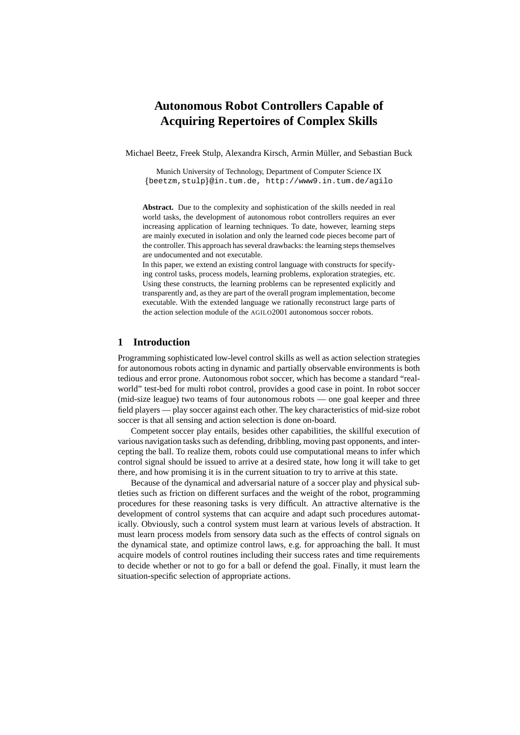# Autonomous Robot Controllers Capable of Acquiring Repertoires of Complex Skills

Michael Beetz, Freek Stulp, Alexandra Kirsch, Armin Müller, and Sebastian Buck

Munich University of Technology, Department of Computer Science IX
{beetzm,stulp}@in.tum.de, http://www9.in.tum.de/agilo

**Abstract.** Due to the complexity and sophistication of the skills needed in real world tasks, the development of autonomous robot controllers requires an ever increasing application of learning techniques. To date, however, learning steps are mainly executed in isolation and only the learned code pieces become part of the controller. This approach has several drawbacks: the learning steps themselves are undocumented and not executable.

In this paper, we extend an existing control language with constructs for specifying control tasks, process models, learning problems, exploration strategies, etc. Using these constructs, the learning problems can be represented explicitly and transparently and, as they are part of the overall program implementation, become executable. With the extended language we rationally reconstruct large parts of the action selection module of the AGILO2001 autonomous soccer robots.

## 1 Introduction

Programming sophisticated low-level control skills as well as action selection strategies for autonomous robots acting in dynamic and partially observable environments is both tedious and error prone. Autonomous robot soccer, which has become a standard "real-world" test-bed for multi robot control, provides a good case in point. In robot soccer (mid-size league) two teams of four autonomous robots — one goal keeper and three field players — play soccer against each other. The key characteristics of mid-size robot soccer is that all sensing and action selection is done on-board.

Competent soccer play entails, besides other capabilities, the skillful execution of various navigation tasks such as defending, dribbling, moving past opponents, and intercepting the ball. To realize them, robots could use computational means to infer which control signal should be issued to arrive at a desired state, how long it will take to get there, and how promising it is in the current situation to try to arrive at this state.

Because of the dynamical and adversarial nature of a soccer play and physical subtleties such as friction on different surfaces and the weight of the robot, programming procedures for these reasoning tasks is very difficult. An attractive alternative is the development of control systems that can acquire and adapt such procedures automatically. Obviously, such a control system must learn at various levels of abstraction. It must learn process models from sensory data such as the effects of control signals on the dynamical state, and optimize control laws, e.g. for approaching the ball. It must acquire models of control routines including their success rates and time requirements to decide whether or not to go for a ball or defend the goal. Finally, it must learn the situation-specific selection of appropriate actions.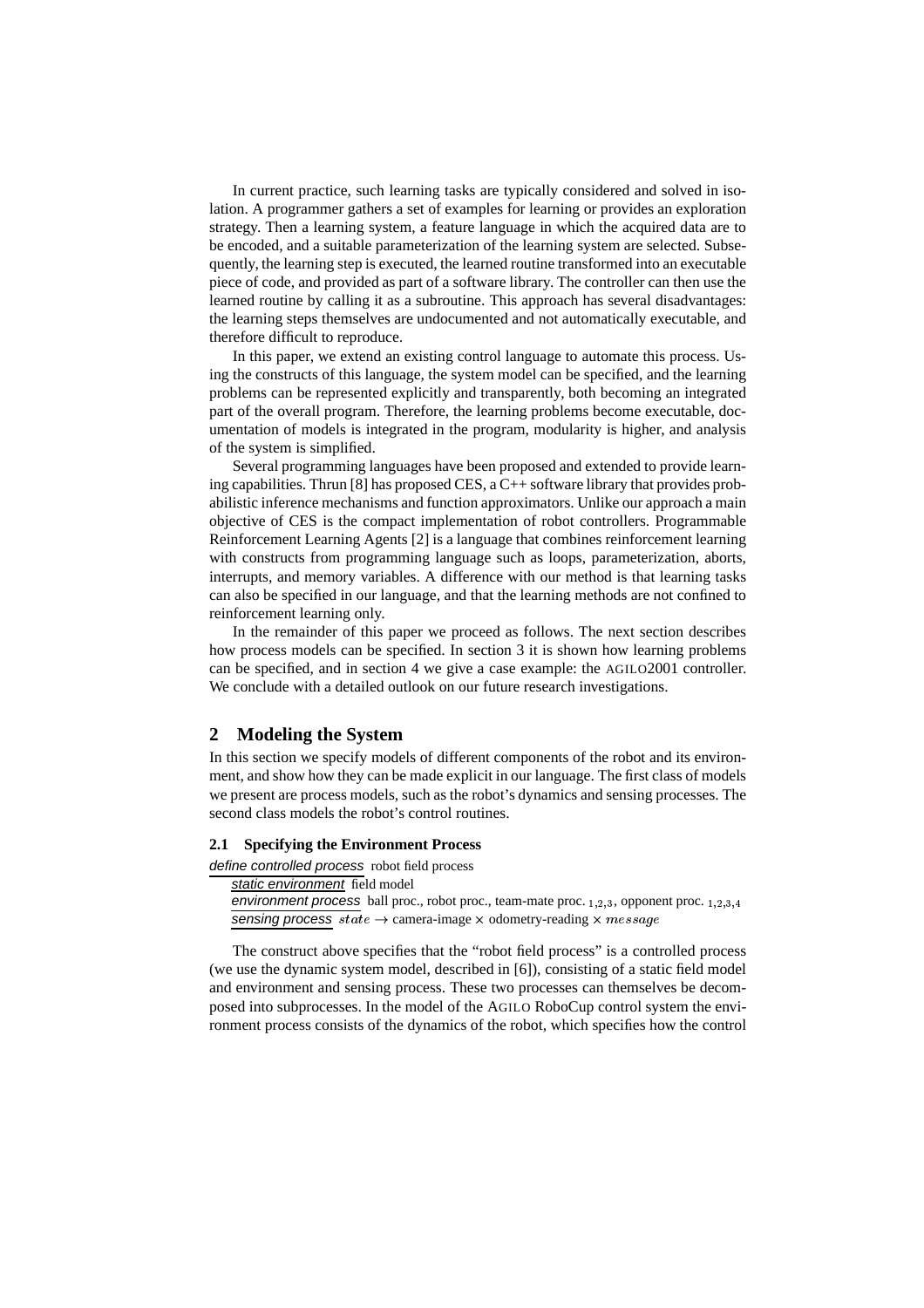In current practice, such learning tasks are typically considered and solved in isolation. A programmer gathers a set of examples for learning or provides an exploration strategy. Then a learning system, a feature language in which the acquired data are to be encoded, and a suitable parameterization of the learning system are selected. Subsequently, the learning step is executed, the learned routine transformed into an executable piece of code, and provided as part of a software library. The controller can then use the learned routine by calling it as a subroutine. This approach has several disadvantages: the learning steps themselves are undocumented and not automatically executable, and therefore difficult to reproduce.

In this paper, we extend an existing control language to automate this process. Using the constructs of this language, the system model can be specified, and the learning problems can be represented explicitly and transparently, both becoming an integrated part of the overall program. Therefore, the learning problems become executable, documentation of models is integrated in the program, modularity is higher, and analysis of the system is simplified.

Several programming languages have been proposed and extended to provide learning capabilities. Thrun [8] has proposed CES, a C++ software library that provides probabilistic inference mechanisms and function approximators. Unlike our approach a main objective of CES is the compact implementation of robot controllers. Programmable Reinforcement Learning Agents [2] is a language that combines reinforcement learning with constructs from programming language such as loops, parameterization, aborts, interrupts, and memory variables. A difference with our method is that learning tasks can also be specified in our language, and that the learning methods are not confined to reinforcement learning only.

In the remainder of this paper we proceed as follows. The next section describes how process models can be specified. In section 3 it is shown how learning problems can be specified, and in section 4 we give a case example: the AGILO2001 controller. We conclude with a detailed outlook on our future research investigations.

## 2 Modeling the System

In this section we specify models of different components of the robot and its environment, and show how they can be made explicit in our language. The first class of models we present are process models, such as the robot's dynamics and sensing processes. The second class models the robot's control routines.

### 2.1 Specifying the Environment Process

*define controlled process* robot field process
  *static environment* field model
  *environment process* ball proc., robot proc., team-mate proc. $_{1,2,3}$, opponent proc. $_{1,2,3,4}$
  *sensing process* $state \rightarrow$ camera-image $\times$ odometry-reading $\times$ $message$

The construct above specifies that the "robot field process" is a controlled process (we use the dynamic system model, described in [6]), consisting of a static field model and environment and sensing process. These two processes can themselves be decomposed into subprocesses. In the model of the AGILO RoboCup control system the environment process consists of the dynamics of the robot, which specifies how the control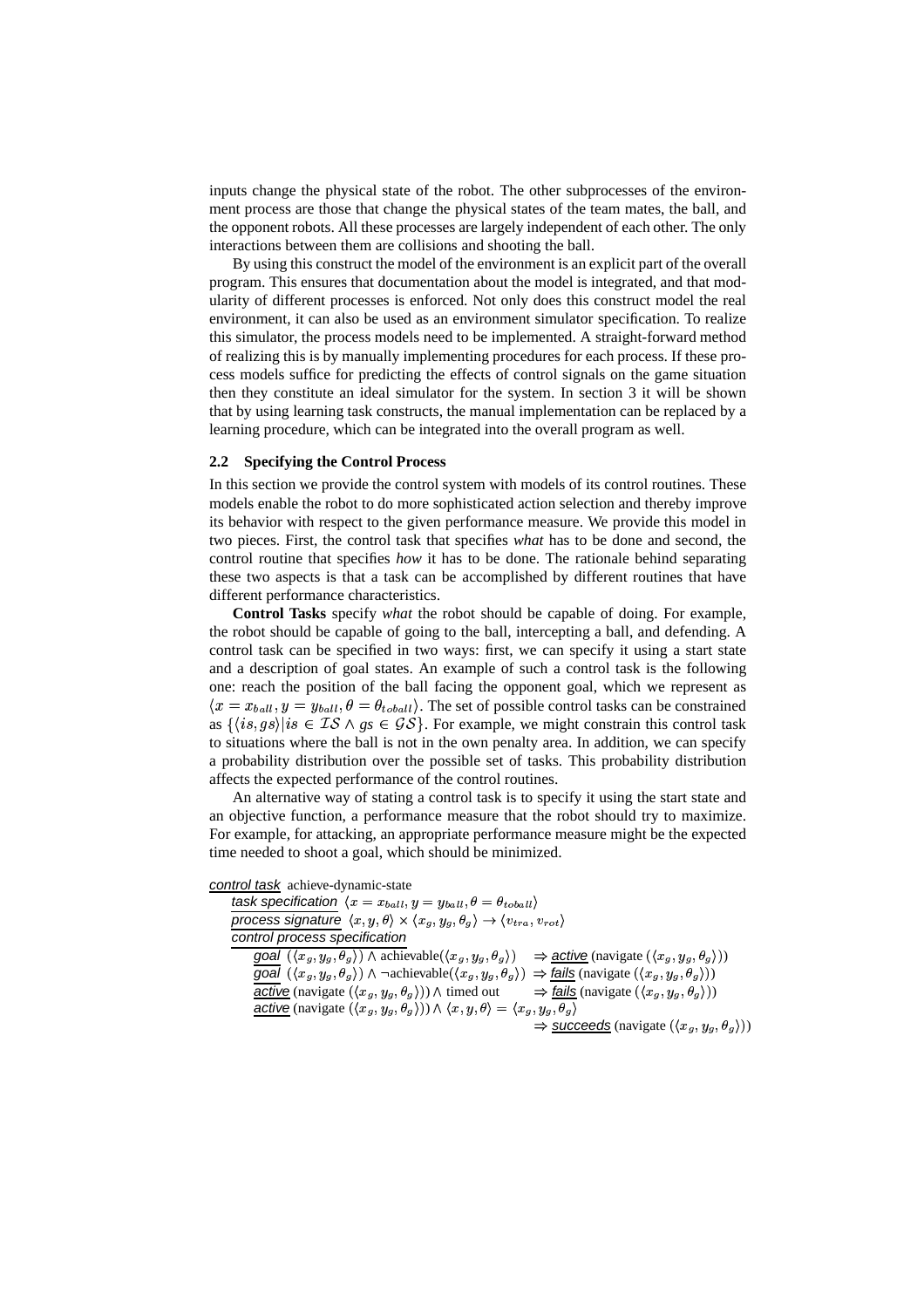inputs change the physical state of the robot. The other subprocesses of the environment process are those that change the physical states of the team mates, the ball, and the opponent robots. All these processes are largely independent of each other. The only interactions between them are collisions and shooting the ball.

By using this construct the model of the environment is an explicit part of the overall program. This ensures that documentation about the model is integrated, and that modularity of different processes is enforced. Not only does this construct model the real environment, it can also be used as an environment simulator specification. To realize this simulator, the process models need to be implemented. A straight-forward method of realizing this is by manually implementing procedures for each process. If these process models suffice for predicting the effects of control signals on the game situation then they constitute an ideal simulator for the system. In section 3 it will be shown that by using learning task constructs, the manual implementation can be replaced by a learning procedure, which can be integrated into the overall program as well.

### 2.2 Specifying the Control Process

In this section we provide the control system with models of its control routines. These models enable the robot to do more sophisticated action selection and thereby improve its behavior with respect to the given performance measure. We provide this model in two pieces. First, the control task that specifies *what* has to be done and second, the control routine that specifies *how* it has to be done. The rationale behind separating these two aspects is that a task can be accomplished by different routines that have different performance characteristics.

**Control Tasks** specify *what* the robot should be capable of doing. For example, the robot should be capable of going to the ball, intercepting a ball, and defending. A control task can be specified in two ways: first, we can specify it using a start state and a description of goal states. An example of such a control task is the following one: reach the position of the ball facing the opponent goal, which we represent as $\langle x = x_{ball}, y = y_{ball}, \theta = \theta_{toball} \rangle$. The set of possible control tasks can be constrained as $\{\langle is, gs \rangle | is \in \mathcal{IS} \wedge gs \in \mathcal{GS}\}$. For example, we might constrain this control task to situations where the ball is not in the own penalty area. In addition, we can specify a probability distribution over the possible set of tasks. This probability distribution affects the expected performance of the control routines.

An alternative way of stating a control task is to specify it using the start state and an objective function, a performance measure that the robot should try to maximize. For example, for attacking, an appropriate performance measure might be the expected time needed to shoot a goal, which should be minimized.

```
control task  achieve-dynamic-state
  task specification  ⟨x = x_ball, y = y_ball, θ = θ_toball⟩
  process signature  ⟨x, y, θ⟩ × ⟨x_g, y_g, θ_g⟩ → ⟨v_tra, v_rot⟩
  control process specification
    goal (⟨x_g, y_g, θ_g⟩) ∧ achievable(⟨x_g, y_g, θ_g⟩)    ⇒ active (navigate (⟨x_g, y_g, θ_g⟩))
    goal (⟨x_g, y_g, θ_g⟩) ∧ ¬achievable(⟨x_g, y_g, θ_g⟩)  ⇒ fails (navigate (⟨x_g, y_g, θ_g⟩))
    active (navigate (⟨x_g, y_g, θ_g⟩)) ∧ timed out          ⇒ fails (navigate (⟨x_g, y_g, θ_g⟩))
    active (navigate (⟨x_g, y_g, θ_g⟩)) ∧ ⟨x, y, θ⟩ = ⟨x_g, y_g, θ_g⟩
                                                              ⇒ succeeds (navigate (⟨x_g, y_g, θ_g⟩))
```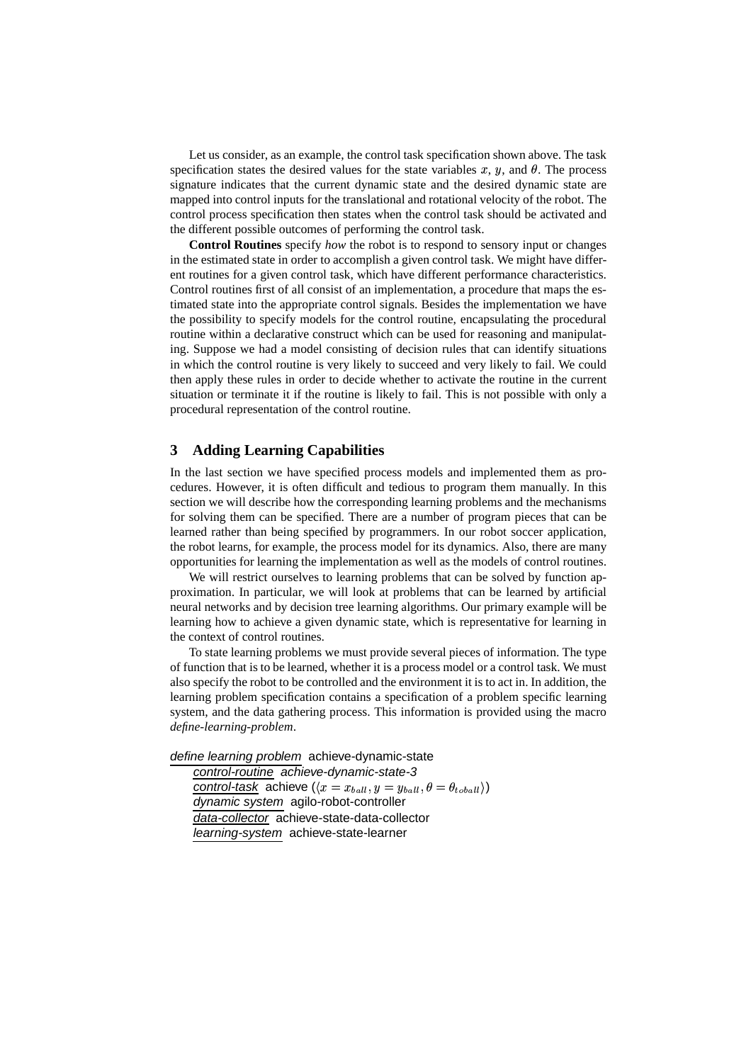Let us consider, as an example, the control task specification shown above. The task specification states the desired values for the state variables $x$, $y$, and $\theta$. The process signature indicates that the current dynamic state and the desired dynamic state are mapped into control inputs for the translational and rotational velocity of the robot. The control process specification then states when the control task should be activated and the different possible outcomes of performing the control task.

**Control Routines** specify *how* the robot is to respond to sensory input or changes in the estimated state in order to accomplish a given control task. We might have different routines for a given control task, which have different performance characteristics. Control routines first of all consist of an implementation, a procedure that maps the estimated state into the appropriate control signals. Besides the implementation we have the possibility to specify models for the control routine, encapsulating the procedural routine within a declarative construct which can be used for reasoning and manipulating. Suppose we had a model consisting of decision rules that can identify situations in which the control routine is very likely to succeed and very likely to fail. We could then apply these rules in order to decide whether to activate the routine in the current situation or terminate it if the routine is likely to fail. This is not possible with only a procedural representation of the control routine.

## 3 Adding Learning Capabilities

In the last section we have specified process models and implemented them as procedures. However, it is often difficult and tedious to program them manually. In this section we will describe how the corresponding learning problems and the mechanisms for solving them can be specified. There are a number of program pieces that can be learned rather than being specified by programmers. In our robot soccer application, the robot learns, for example, the process model for its dynamics. Also, there are many opportunities for learning the implementation as well as the models of control routines.

We will restrict ourselves to learning problems that can be solved by function approximation. In particular, we will look at problems that can be learned by artificial neural networks and by decision tree learning algorithms. Our primary example will be learning how to achieve a given dynamic state, which is representative for learning in the context of control routines.

To state learning problems we must provide several pieces of information. The type of function that is to be learned, whether it is a process model or a control task. We must also specify the robot to be controlled and the environment it is to act in. In addition, the learning problem specification contains a specification of a problem specific learning system, and the data gathering process. This information is provided using the macro *define-learning-problem*.

*define learning problem* achieve-dynamic-state
  *control-routine* *achieve-dynamic-state-3*
  *control-task* achieve $(\langle x = x_{ball}, y = y_{ball}, \theta = \theta_{toball} \rangle)$
  *dynamic system* agilo-robot-controller
  *data-collector* achieve-state-data-collector
  *learning-system* achieve-state-learner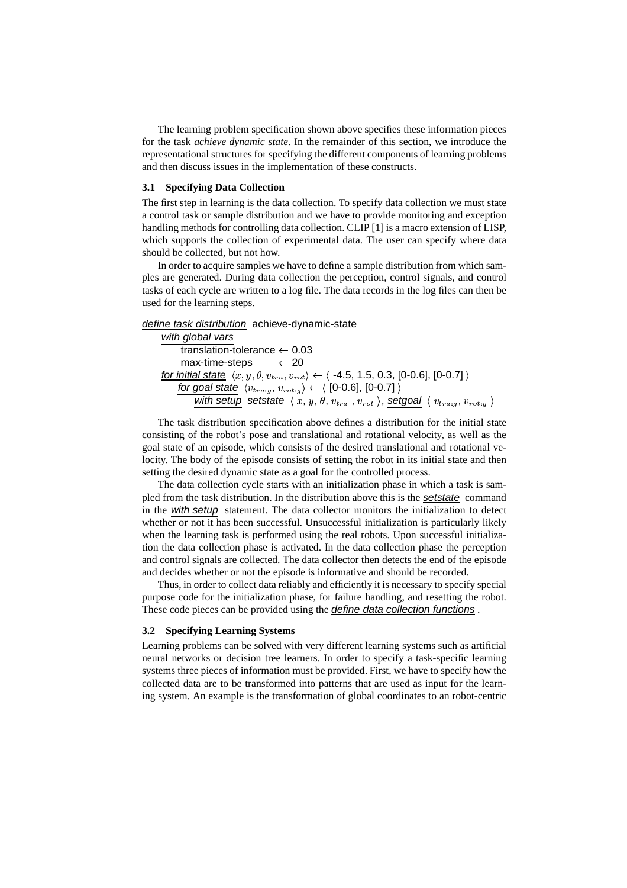The learning problem specification shown above specifies these information pieces for the task *achieve dynamic state*. In the remainder of this section, we introduce the representational structures for specifying the different components of learning problems and then discuss issues in the implementation of these constructs.

### 3.1 Specifying Data Collection

The first step in learning is the data collection. To specify data collection we must state a control task or sample distribution and we have to provide monitoring and exception handling methods for controlling data collection. CLIP [1] is a macro extension of LISP, which supports the collection of experimental data. The user can specify where data should be collected, but not how.

In order to acquire samples we have to define a sample distribution from which samples are generated. During data collection the perception, control signals, and control tasks of each cycle are written to a log file. The data records in the log files can then be used for the learning steps.

```
define task distribution  achieve-dynamic-state
  with global vars
      translation-tolerance ← 0.03
      max-time-steps        ← 20
  for initial state ⟨x, y, θ, v_tra, v_rot⟩ ← ⟨ -4.5, 1.5, 0.3, [0-0.6], [0-0.7] ⟩
     for goal state ⟨v_tra:g, v_rot:g⟩ ← ⟨ [0-0.6], [0-0.7] ⟩
        with setup  setstate ⟨ x, y, θ, v_tra , v_rot ⟩, setgoal ⟨ v_tra:g, v_rot:g ⟩
```

The task distribution specification above defines a distribution for the initial state consisting of the robot's pose and translational and rotational velocity, as well as the goal state of an episode, which consists of the desired translational and rotational velocity. The body of the episode consists of setting the robot in its initial state and then setting the desired dynamic state as a goal for the controlled process.

The data collection cycle starts with an initialization phase in which a task is sampled from the task distribution. In the distribution above this is the *setstate* command in the *with setup* statement. The data collector monitors the initialization to detect whether or not it has been successful. Unsuccessful initialization is particularly likely when the learning task is performed using the real robots. Upon successful initialization the data collection phase is activated. In the data collection phase the perception and control signals are collected. The data collector then detects the end of the episode and decides whether or not the episode is informative and should be recorded.

Thus, in order to collect data reliably and efficiently it is necessary to specify special purpose code for the initialization phase, for failure handling, and resetting the robot. These code pieces can be provided using the *define data collection functions* .

### 3.2 Specifying Learning Systems

Learning problems can be solved with very different learning systems such as artificial neural networks or decision tree learners. In order to specify a task-specific learning systems three pieces of information must be provided. First, we have to specify how the collected data are to be transformed into patterns that are used as input for the learning system. An example is the transformation of global coordinates to an robot-centric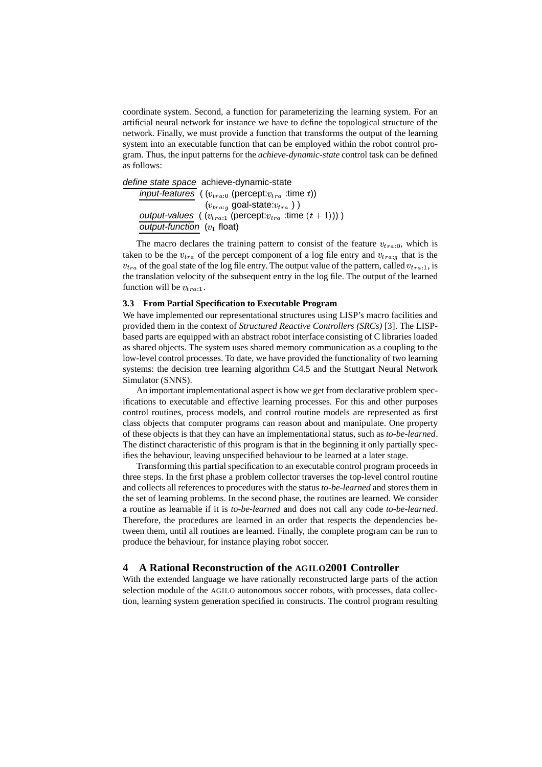coordinate system. Second, a function for parameterizing the learning system. For an artificial neural network for instance we have to define the topological structure of the network. Finally, we must provide a function that transforms the output of the learning system into an executable function that can be employed within the robot control program. Thus, the input patterns for the *achieve-dynamic-state* control task can be defined as follows:

```
define state space  achieve-dynamic-state
    input-features  ( (v_tra:0 (percept:v_tra :time t))
                      (v_tra:g goal-state:v_tra ) )
    output-values  ( (v_tra:1 (percept:v_tra :time (t + 1))) )
    output-function  (v_1 float)
```

The macro declares the training pattern to consist of the feature $v_{tra:0}$, which is taken to be the $v_{tra}$ of the percept component of a log file entry and $v_{tra:g}$ that is the $v_{tra}$ of the goal state of the log file entry. The output value of the pattern, called $v_{tra:1}$, is the translation velocity of the subsequent entry in the log file. The output of the learned function will be $v_{tra:1}$.

### 3.3 From Partial Specification to Executable Program

We have implemented our representational structures using LISP's macro facilities and provided them in the context of *Structured Reactive Controllers (SRCs)* [3]. The LISP-based parts are equipped with an abstract robot interface consisting of C libraries loaded as shared objects. The system uses shared memory communication as a coupling to the low-level control processes. To date, we have provided the functionality of two learning systems: the decision tree learning algorithm C4.5 and the Stuttgart Neural Network Simulator (SNNS).

An important implementational aspect is how we get from declarative problem specifications to executable and effective learning processes. For this and other purposes control routines, process models, and control routine models are represented as first class objects that computer programs can reason about and manipulate. One property of these objects is that they can have an implementational status, such as *to-be-learned*. The distinct characteristic of this program is that in the beginning it only partially specifies the behaviour, leaving unspecified behaviour to be learned at a later stage.

Transforming this partial specification to an executable control program proceeds in three steps. In the first phase a problem collector traverses the top-level control routine and collects all references to procedures with the status *to-be-learned* and stores them in the set of learning problems. In the second phase, the routines are learned. We consider a routine as learnable if it is *to-be-learned* and does not call any code *to-be-learned*. Therefore, the procedures are learned in an order that respects the dependencies between them, until all routines are learned. Finally, the complete program can be run to produce the behaviour, for instance playing robot soccer.

## 4 A Rational Reconstruction of the AGILO2001 Controller

With the extended language we have rationally reconstructed large parts of the action selection module of the AGILO autonomous soccer robots, with processes, data collection, learning system generation specified in constructs. The control program resulting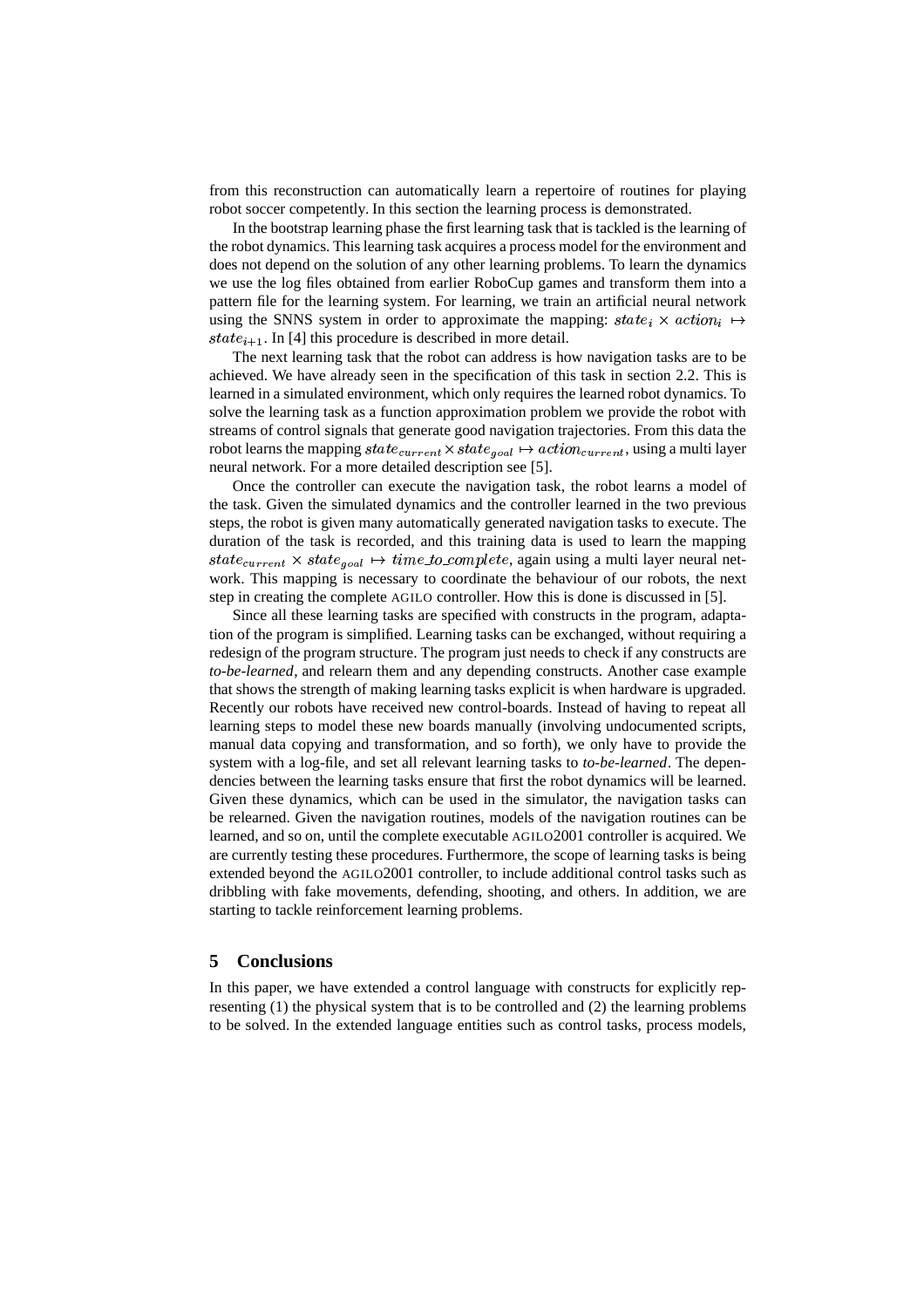from this reconstruction can automatically learn a repertoire of routines for playing robot soccer competently. In this section the learning process is demonstrated.

In the bootstrap learning phase the first learning task that is tackled is the learning of the robot dynamics. This learning task acquires a process model for the environment and does not depend on the solution of any other learning problems. To learn the dynamics we use the log files obtained from earlier RoboCup games and transform them into a pattern file for the learning system. For learning, we train an artificial neural network using the SNNS system in order to approximate the mapping: $state_i \times action_i \mapsto state_{i+1}$. In [4] this procedure is described in more detail.

The next learning task that the robot can address is how navigation tasks are to be achieved. We have already seen in the specification of this task in section 2.2. This is learned in a simulated environment, which only requires the learned robot dynamics. To solve the learning task as a function approximation problem we provide the robot with streams of control signals that generate good navigation trajectories. From this data the robot learns the mapping $state_{current} \times state_{goal} \mapsto action_{current}$, using a multi layer neural network. For a more detailed description see [5].

Once the controller can execute the navigation task, the robot learns a model of the task. Given the simulated dynamics and the controller learned in the two previous steps, the robot is given many automatically generated navigation tasks to execute. The duration of the task is recorded, and this training data is used to learn the mapping $state_{current} \times state_{goal} \mapsto time\_to\_complete$, again using a multi layer neural network. This mapping is necessary to coordinate the behaviour of our robots, the next step in creating the complete AGILO controller. How this is done is discussed in [5].

Since all these learning tasks are specified with constructs in the program, adaptation of the program is simplified. Learning tasks can be exchanged, without requiring a redesign of the program structure. The program just needs to check if any constructs are *to-be-learned*, and relearn them and any depending constructs. Another case example that shows the strength of making learning tasks explicit is when hardware is upgraded. Recently our robots have received new control-boards. Instead of having to repeat all learning steps to model these new boards manually (involving undocumented scripts, manual data copying and transformation, and so forth), we only have to provide the system with a log-file, and set all relevant learning tasks to *to-be-learned*. The dependencies between the learning tasks ensure that first the robot dynamics will be learned. Given these dynamics, which can be used in the simulator, the navigation tasks can be relearned. Given the navigation routines, models of the navigation routines can be learned, and so on, until the complete executable AGILO2001 controller is acquired. We are currently testing these procedures. Furthermore, the scope of learning tasks is being extended beyond the AGILO2001 controller, to include additional control tasks such as dribbling with fake movements, defending, shooting, and others. In addition, we are starting to tackle reinforcement learning problems.

## 5 Conclusions

In this paper, we have extended a control language with constructs for explicitly representing (1) the physical system that is to be controlled and (2) the learning problems to be solved. In the extended language entities such as control tasks, process models,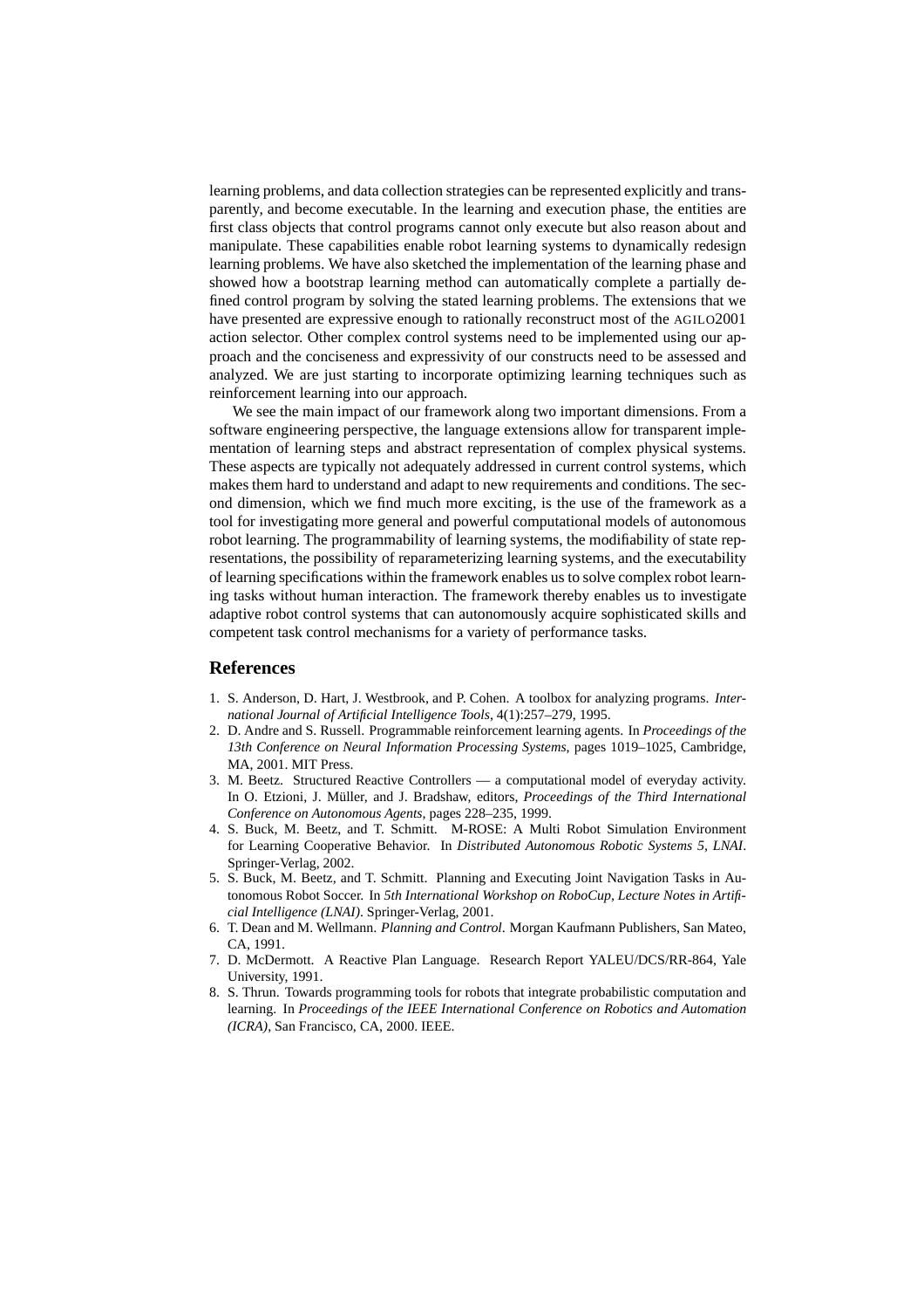learning problems, and data collection strategies can be represented explicitly and transparently, and become executable. In the learning and execution phase, the entities are first class objects that control programs cannot only execute but also reason about and manipulate. These capabilities enable robot learning systems to dynamically redesign learning problems. We have also sketched the implementation of the learning phase and showed how a bootstrap learning method can automatically complete a partially defined control program by solving the stated learning problems. The extensions that we have presented are expressive enough to rationally reconstruct most of the AGILO2001 action selector. Other complex control systems need to be implemented using our approach and the conciseness and expressivity of our constructs need to be assessed and analyzed. We are just starting to incorporate optimizing learning techniques such as reinforcement learning into our approach.

We see the main impact of our framework along two important dimensions. From a software engineering perspective, the language extensions allow for transparent implementation of learning steps and abstract representation of complex physical systems. These aspects are typically not adequately addressed in current control systems, which makes them hard to understand and adapt to new requirements and conditions. The second dimension, which we find much more exciting, is the use of the framework as a tool for investigating more general and powerful computational models of autonomous robot learning. The programmability of learning systems, the modifiability of state representations, the possibility of reparameterizing learning systems, and the executability of learning specifications within the framework enables us to solve complex robot learning tasks without human interaction. The framework thereby enables us to investigate adaptive robot control systems that can autonomously acquire sophisticated skills and competent task control mechanisms for a variety of performance tasks.

## References

1. S. Anderson, D. Hart, J. Westbrook, and P. Cohen. A toolbox for analyzing programs. *International Journal of Artificial Intelligence Tools*, 4(1):257–279, 1995.
2. D. Andre and S. Russell. Programmable reinforcement learning agents. In *Proceedings of the 13th Conference on Neural Information Processing Systems*, pages 1019–1025, Cambridge, MA, 2001. MIT Press.
3. M. Beetz. Structured Reactive Controllers — a computational model of everyday activity. In O. Etzioni, J. Müller, and J. Bradshaw, editors, *Proceedings of the Third International Conference on Autonomous Agents*, pages 228–235, 1999.
4. S. Buck, M. Beetz, and T. Schmitt. M-ROSE: A Multi Robot Simulation Environment for Learning Cooperative Behavior. In *Distributed Autonomous Robotic Systems 5, LNAI*. Springer-Verlag, 2002.
5. S. Buck, M. Beetz, and T. Schmitt. Planning and Executing Joint Navigation Tasks in Autonomous Robot Soccer. In *5th International Workshop on RoboCup, Lecture Notes in Artificial Intelligence (LNAI)*. Springer-Verlag, 2001.
6. T. Dean and M. Wellmann. *Planning and Control*. Morgan Kaufmann Publishers, San Mateo, CA, 1991.
7. D. McDermott. A Reactive Plan Language. Research Report YALEU/DCS/RR-864, Yale University, 1991.
8. S. Thrun. Towards programming tools for robots that integrate probabilistic computation and learning. In *Proceedings of the IEEE International Conference on Robotics and Automation (ICRA)*, San Francisco, CA, 2000. IEEE.